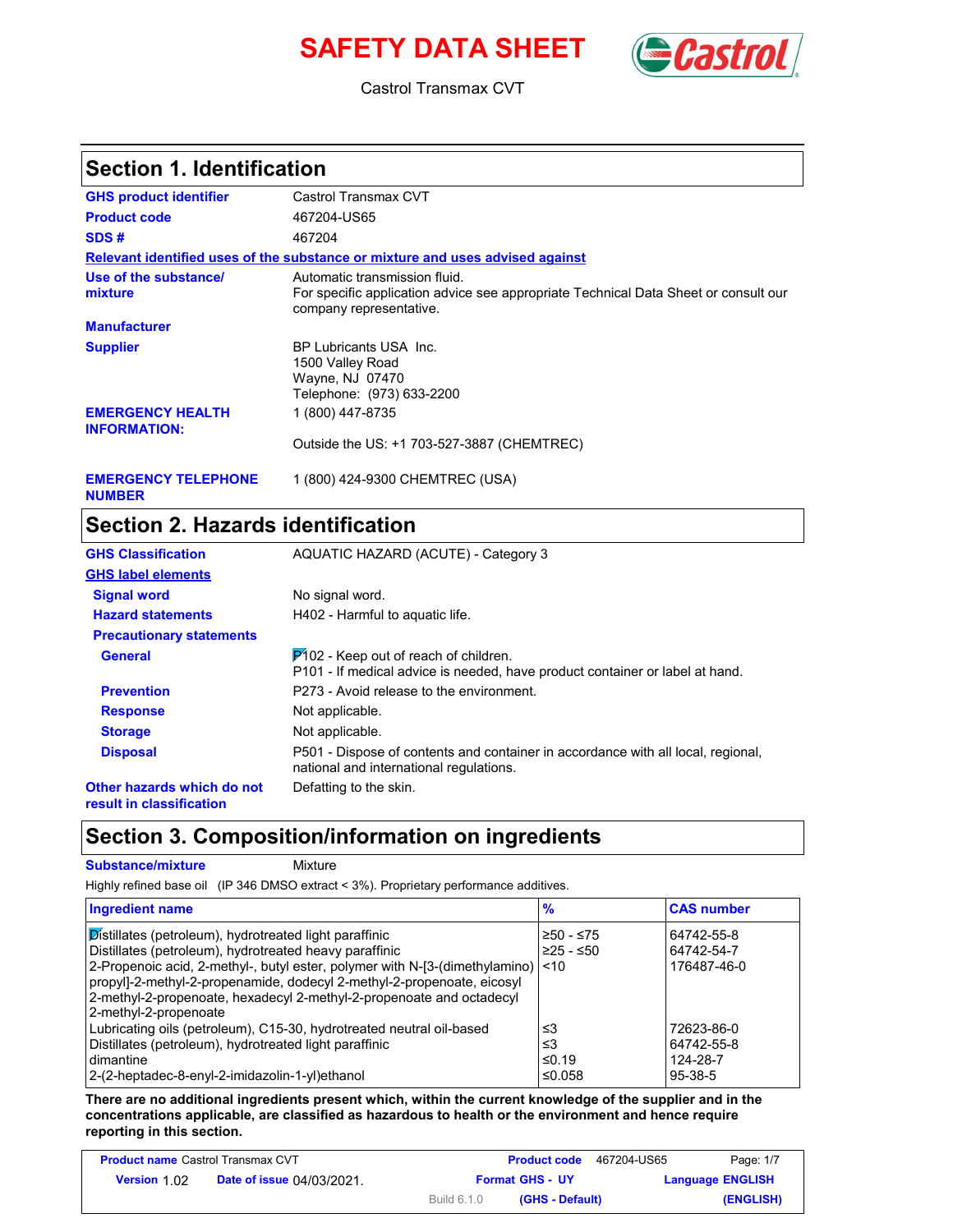# SAFETY DATA SHEET

Castrol Transmax CVT

## Section 1. Identification

| | |
|---|---|
| **GHS product identifier** | Castrol Transmax CVT |
| **Product code** | 467204-US65 |
| **SDS #** | 467204 |

**Relevant identified uses of the substance or mixture and uses advised against**

| | |
|---|---|
| **Use of the substance/ mixture** | Automatic transmission fluid. For specific application advice see appropriate Technical Data Sheet or consult our company representative. |
| **Manufacturer** | |
| **Supplier** | BP Lubricants USA Inc. 1500 Valley Road Wayne, NJ 07470 Telephone: (973) 633-2200 |
| **EMERGENCY HEALTH INFORMATION:** | 1 (800) 447-8735<br><br>Outside the US: +1 703-527-3887 (CHEMTREC) |
| **EMERGENCY TELEPHONE NUMBER** | 1 (800) 424-9300 CHEMTREC (USA) |

## Section 2. Hazards identification

| | |
|---|---|
| **GHS Classification** | AQUATIC HAZARD (ACUTE) - Category 3 |

**GHS label elements**

| | |
|---|---|
| **Signal word** | No signal word. |
| **Hazard statements** | H402 - Harmful to aquatic life. |
| **Precautionary statements** | |
| **General** | P102 - Keep out of reach of children. P101 - If medical advice is needed, have product container or label at hand. |
| **Prevention** | P273 - Avoid release to the environment. |
| **Response** | Not applicable. |
| **Storage** | Not applicable. |
| **Disposal** | P501 - Dispose of contents and container in accordance with all local, regional, national and international regulations. |
| **Other hazards which do not result in classification** | Defatting to the skin. |

## Section 3. Composition/information on ingredients

**Substance/mixture** Mixture

Highly refined base oil (IP 346 DMSO extract < 3%). Proprietary performance additives.

| Ingredient name | % | CAS number |
|---|---|---|
| Distillates (petroleum), hydrotreated light paraffinic | ≥50 - ≤75 | 64742-55-8 |
| Distillates (petroleum), hydrotreated heavy paraffinic | ≥25 - ≤50 | 64742-54-7 |
| 2-Propenoic acid, 2-methyl-, butyl ester, polymer with N-[3-(dimethylamino) propyl]-2-methyl-2-propenamide, dodecyl 2-methyl-2-propenoate, eicosyl 2-methyl-2-propenoate, hexadecyl 2-methyl-2-propenoate and octadecyl 2-methyl-2-propenoate | <10 | 176487-46-0 |
| Lubricating oils (petroleum), C15-30, hydrotreated neutral oil-based | ≤3 | 72623-86-0 |
| Distillates (petroleum), hydrotreated light paraffinic | ≤3 | 64742-55-8 |
| dimantine | ≤0.19 | 124-28-7 |
| 2-(2-heptadec-8-enyl-2-imidazolin-1-yl)ethanol | ≤0.058 | 95-38-5 |

**There are no additional ingredients present which, within the current knowledge of the supplier and in the concentrations applicable, are classified as hazardous to health or the environment and hence require reporting in this section.**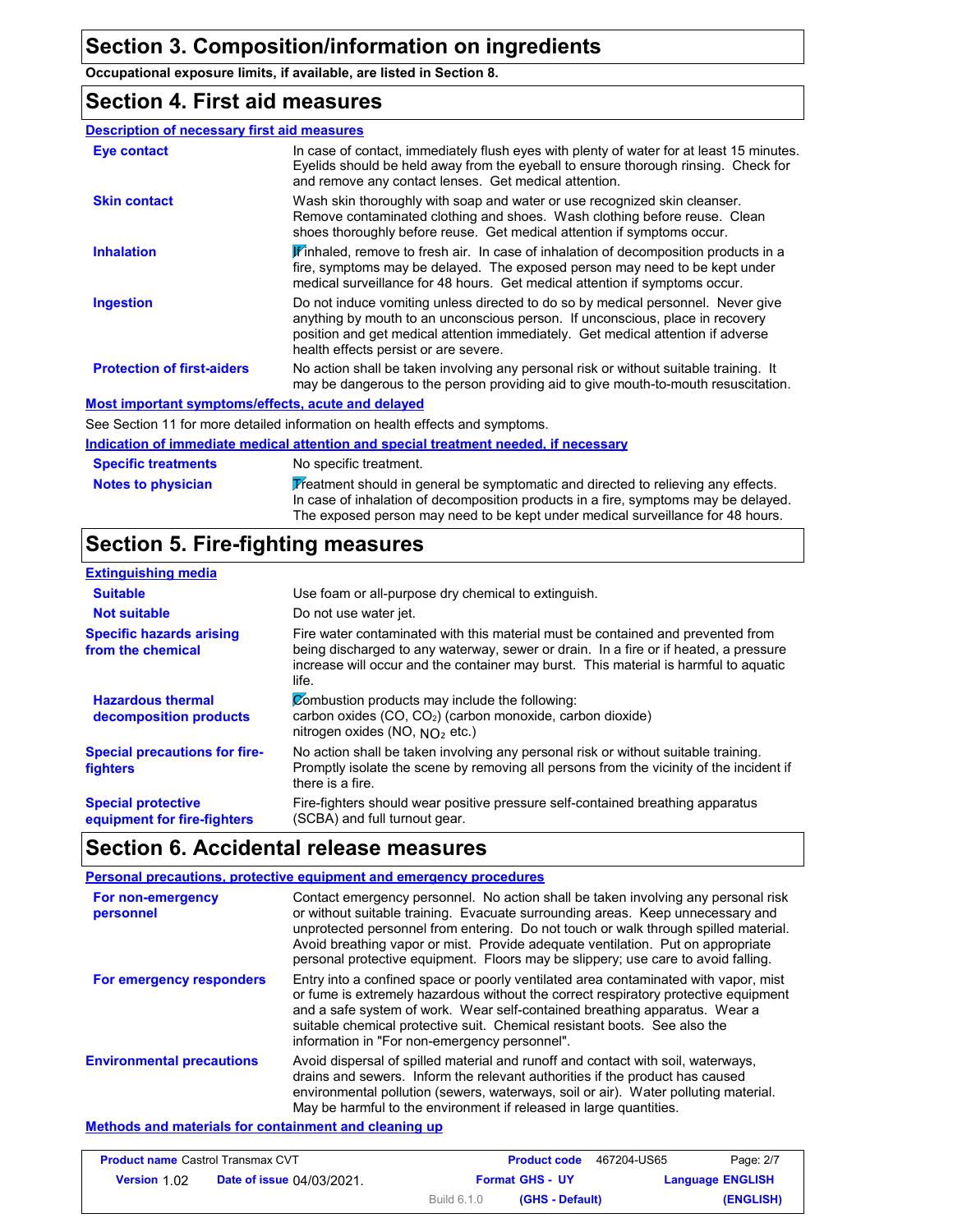## Section 3. Composition/information on ingredients

**Occupational exposure limits, if available, are listed in Section 8.**

## Section 4. First aid measures

### Description of necessary first aid measures

| | |
|---|---|
| **Eye contact** | In case of contact, immediately flush eyes with plenty of water for at least 15 minutes. Eyelids should be held away from the eyeball to ensure thorough rinsing. Check for and remove any contact lenses. Get medical attention. |
| **Skin contact** | Wash skin thoroughly with soap and water or use recognized skin cleanser. Remove contaminated clothing and shoes. Wash clothing before reuse. Clean shoes thoroughly before reuse. Get medical attention if symptoms occur. |
| **Inhalation** | If inhaled, remove to fresh air. In case of inhalation of decomposition products in a fire, symptoms may be delayed. The exposed person may need to be kept under medical surveillance for 48 hours. Get medical attention if symptoms occur. |
| **Ingestion** | Do not induce vomiting unless directed to do so by medical personnel. Never give anything by mouth to an unconscious person. If unconscious, place in recovery position and get medical attention immediately. Get medical attention if adverse health effects persist or are severe. |
| **Protection of first-aiders** | No action shall be taken involving any personal risk or without suitable training. It may be dangerous to the person providing aid to give mouth-to-mouth resuscitation. |

### Most important symptoms/effects, acute and delayed

See Section 11 for more detailed information on health effects and symptoms.

### Indication of immediate medical attention and special treatment needed, if necessary

| | |
|---|---|
| **Specific treatments** | No specific treatment. |
| **Notes to physician** | Treatment should in general be symptomatic and directed to relieving any effects. In case of inhalation of decomposition products in a fire, symptoms may be delayed. The exposed person may need to be kept under medical surveillance for 48 hours. |

## Section 5. Fire-fighting measures

### Extinguishing media

| | |
|---|---|
| **Suitable** | Use foam or all-purpose dry chemical to extinguish. |
| **Not suitable** | Do not use water jet. |
| **Specific hazards arising from the chemical** | Fire water contaminated with this material must be contained and prevented from being discharged to any waterway, sewer or drain. In a fire or if heated, a pressure increase will occur and the container may burst. This material is harmful to aquatic life. |
| **Hazardous thermal decomposition products** | Combustion products may include the following: carbon oxides (CO, $CO_2$) (carbon monoxide, carbon dioxide) nitrogen oxides (NO, $NO_2$ etc.) |
| **Special precautions for fire-fighters** | No action shall be taken involving any personal risk or without suitable training. Promptly isolate the scene by removing all persons from the vicinity of the incident if there is a fire. |
| **Special protective equipment for fire-fighters** | Fire-fighters should wear positive pressure self-contained breathing apparatus (SCBA) and full turnout gear. |

## Section 6. Accidental release measures

### Personal precautions, protective equipment and emergency procedures

| | |
|---|---|
| **For non-emergency personnel** | Contact emergency personnel. No action shall be taken involving any personal risk or without suitable training. Evacuate surrounding areas. Keep unnecessary and unprotected personnel from entering. Do not touch or walk through spilled material. Avoid breathing vapor or mist. Provide adequate ventilation. Put on appropriate personal protective equipment. Floors may be slippery; use care to avoid falling. |
| **For emergency responders** | Entry into a confined space or poorly ventilated area contaminated with vapor, mist or fume is extremely hazardous without the correct respiratory protective equipment and a safe system of work. Wear self-contained breathing apparatus. Wear a suitable chemical protective suit. Chemical resistant boots. See also the information in "For non-emergency personnel". |
| **Environmental precautions** | Avoid dispersal of spilled material and runoff and contact with soil, waterways, drains and sewers. Inform the relevant authorities if the product has caused environmental pollution (sewers, waterways, soil or air). Water polluting material. May be harmful to the environment if released in large quantities. |

### Methods and materials for containment and cleaning up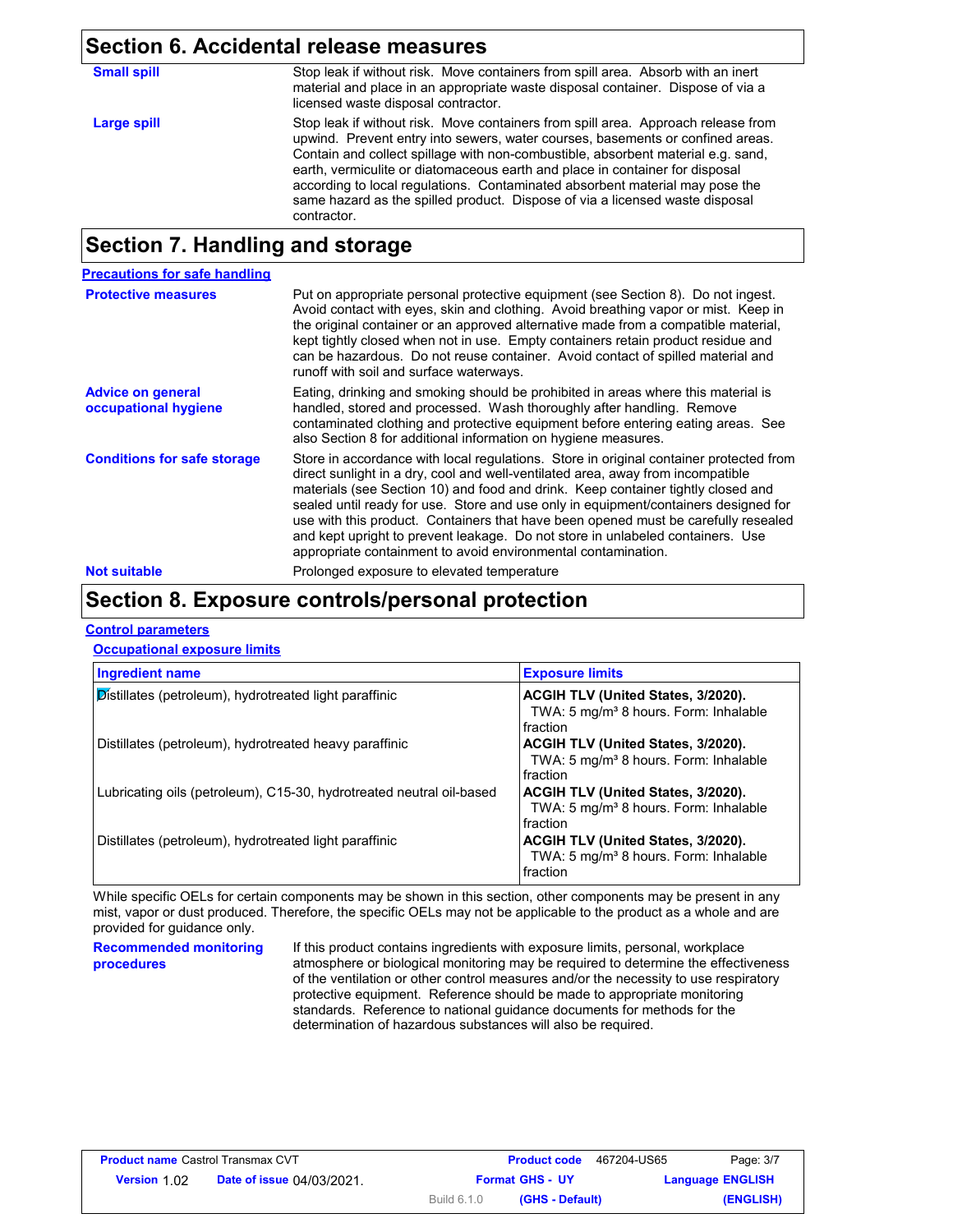## Section 6. Accidental release measures

**Small spill**
Stop leak if without risk. Move containers from spill area. Absorb with an inert material and place in an appropriate waste disposal container. Dispose of via a licensed waste disposal contractor.

**Large spill**
Stop leak if without risk. Move containers from spill area. Approach release from upwind. Prevent entry into sewers, water courses, basements or confined areas. Contain and collect spillage with non-combustible, absorbent material e.g. sand, earth, vermiculite or diatomaceous earth and place in container for disposal according to local regulations. Contaminated absorbent material may pose the same hazard as the spilled product. Dispose of via a licensed waste disposal contractor.

## Section 7. Handling and storage

### Precautions for safe handling

**Protective measures**
Put on appropriate personal protective equipment (see Section 8). Do not ingest. Avoid contact with eyes, skin and clothing. Avoid breathing vapor or mist. Keep in the original container or an approved alternative made from a compatible material, kept tightly closed when not in use. Empty containers retain product residue and can be hazardous. Do not reuse container. Avoid contact of spilled material and runoff with soil and surface waterways.

**Advice on general occupational hygiene**
Eating, drinking and smoking should be prohibited in areas where this material is handled, stored and processed. Wash thoroughly after handling. Remove contaminated clothing and protective equipment before entering eating areas. See also Section 8 for additional information on hygiene measures.

**Conditions for safe storage**
Store in accordance with local regulations. Store in original container protected from direct sunlight in a dry, cool and well-ventilated area, away from incompatible materials (see Section 10) and food and drink. Keep container tightly closed and sealed until ready for use. Store and use only in equipment/containers designed for use with this product. Containers that have been opened must be carefully resealed and kept upright to prevent leakage. Do not store in unlabeled containers. Use appropriate containment to avoid environmental contamination.

**Not suitable**
Prolonged exposure to elevated temperature

## Section 8. Exposure controls/personal protection

### Control parameters

#### Occupational exposure limits

| Ingredient name | Exposure limits |
|---|---|
| Distillates (petroleum), hydrotreated light paraffinic | **ACGIH TLV (United States, 3/2020).** TWA: 5 mg/m³ 8 hours. Form: Inhalable fraction |
| Distillates (petroleum), hydrotreated heavy paraffinic | **ACGIH TLV (United States, 3/2020).** TWA: 5 mg/m³ 8 hours. Form: Inhalable fraction |
| Lubricating oils (petroleum), C15-30, hydrotreated neutral oil-based | **ACGIH TLV (United States, 3/2020).** TWA: 5 mg/m³ 8 hours. Form: Inhalable fraction |
| Distillates (petroleum), hydrotreated light paraffinic | **ACGIH TLV (United States, 3/2020).** TWA: 5 mg/m³ 8 hours. Form: Inhalable fraction |

While specific OELs for certain components may be shown in this section, other components may be present in any mist, vapor or dust produced. Therefore, the specific OELs may not be applicable to the product as a whole and are provided for guidance only.

**Recommended monitoring procedures**
If this product contains ingredients with exposure limits, personal, workplace atmosphere or biological monitoring may be required to determine the effectiveness of the ventilation or other control measures and/or the necessity to use respiratory protective equipment. Reference should be made to appropriate monitoring standards. Reference to national guidance documents for methods for the determination of hazardous substances will also be required.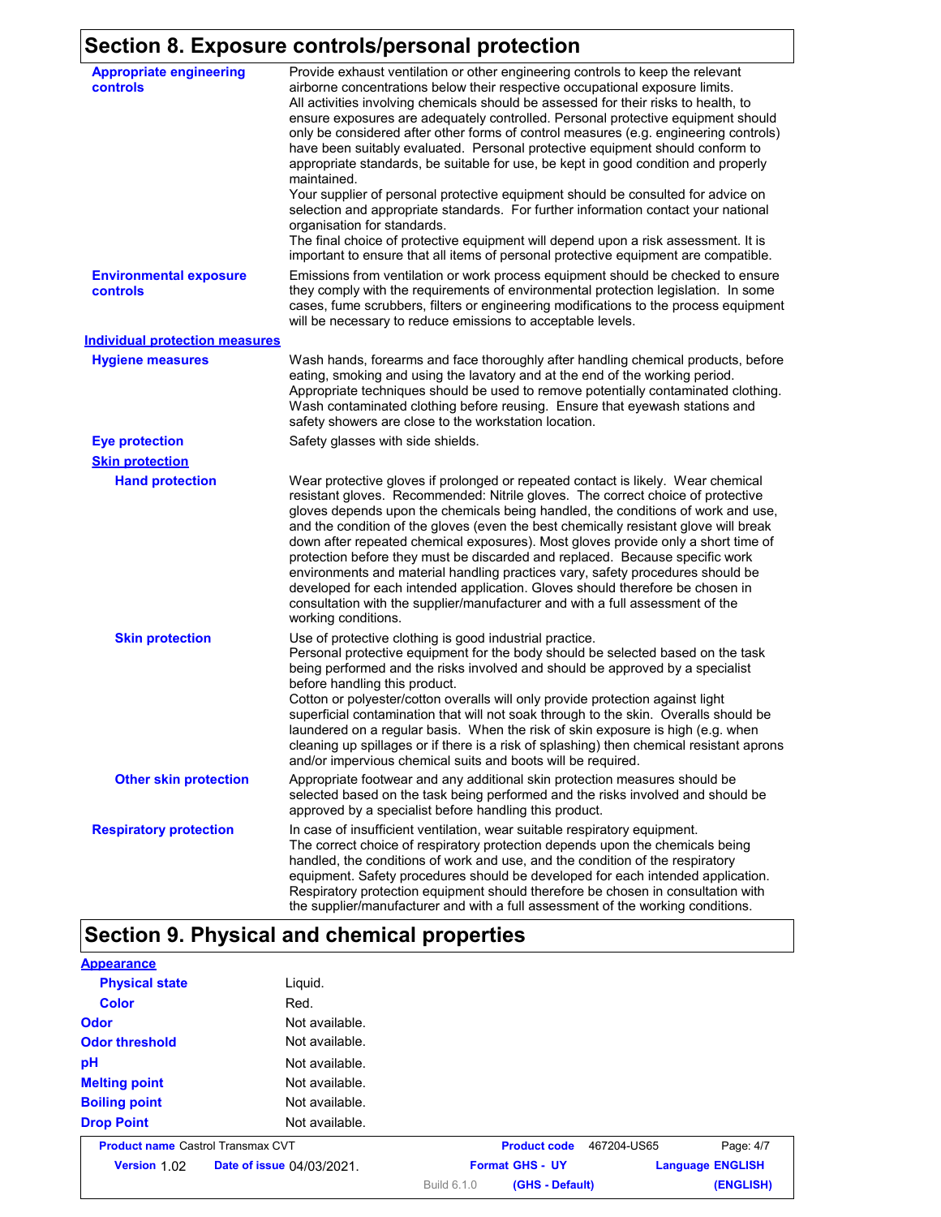## Section 8. Exposure controls/personal protection

**Appropriate engineering controls**

Provide exhaust ventilation or other engineering controls to keep the relevant airborne concentrations below their respective occupational exposure limits.
All activities involving chemicals should be assessed for their risks to health, to ensure exposures are adequately controlled. Personal protective equipment should only be considered after other forms of control measures (e.g. engineering controls) have been suitably evaluated. Personal protective equipment should conform to appropriate standards, be suitable for use, be kept in good condition and properly maintained.
Your supplier of personal protective equipment should be consulted for advice on selection and appropriate standards. For further information contact your national organisation for standards.
The final choice of protective equipment will depend upon a risk assessment. It is important to ensure that all items of personal protective equipment are compatible.

**Environmental exposure controls**

Emissions from ventilation or work process equipment should be checked to ensure they comply with the requirements of environmental protection legislation. In some cases, fume scrubbers, filters or engineering modifications to the process equipment will be necessary to reduce emissions to acceptable levels.

### Individual protection measures

**Hygiene measures**

Wash hands, forearms and face thoroughly after handling chemical products, before eating, smoking and using the lavatory and at the end of the working period. Appropriate techniques should be used to remove potentially contaminated clothing. Wash contaminated clothing before reusing. Ensure that eyewash stations and safety showers are close to the workstation location.

**Eye protection**

Safety glasses with side shields.

**Skin protection**

**Hand protection**

Wear protective gloves if prolonged or repeated contact is likely. Wear chemical resistant gloves. Recommended: Nitrile gloves. The correct choice of protective gloves depends upon the chemicals being handled, the conditions of work and use, and the condition of the gloves (even the best chemically resistant glove will break down after repeated chemical exposures). Most gloves provide only a short time of protection before they must be discarded and replaced. Because specific work environments and material handling practices vary, safety procedures should be developed for each intended application. Gloves should therefore be chosen in consultation with the supplier/manufacturer and with a full assessment of the working conditions.

**Skin protection**

Use of protective clothing is good industrial practice.
Personal protective equipment for the body should be selected based on the task being performed and the risks involved and should be approved by a specialist before handling this product.
Cotton or polyester/cotton overalls will only provide protection against light superficial contamination that will not soak through to the skin. Overalls should be laundered on a regular basis. When the risk of skin exposure is high (e.g. when cleaning up spillages or if there is a risk of splashing) then chemical resistant aprons and/or impervious chemical suits and boots will be required.

**Other skin protection**

Appropriate footwear and any additional skin protection measures should be selected based on the task being performed and the risks involved and should be approved by a specialist before handling this product.

**Respiratory protection**

In case of insufficient ventilation, wear suitable respiratory equipment.
The correct choice of respiratory protection depends upon the chemicals being handled, the conditions of work and use, and the condition of the respiratory equipment. Safety procedures should be developed for each intended application. Respiratory protection equipment should therefore be chosen in consultation with the supplier/manufacturer and with a full assessment of the working conditions.

## Section 9. Physical and chemical properties

**Appearance**

| Property | Value |
|---|---|
| Physical state | Liquid. |
| Color | Red. |
| Odor | Not available. |
| Odor threshold | Not available. |
| pH | Not available. |
| Melting point | Not available. |
| Boiling point | Not available. |
| Drop Point | Not available. |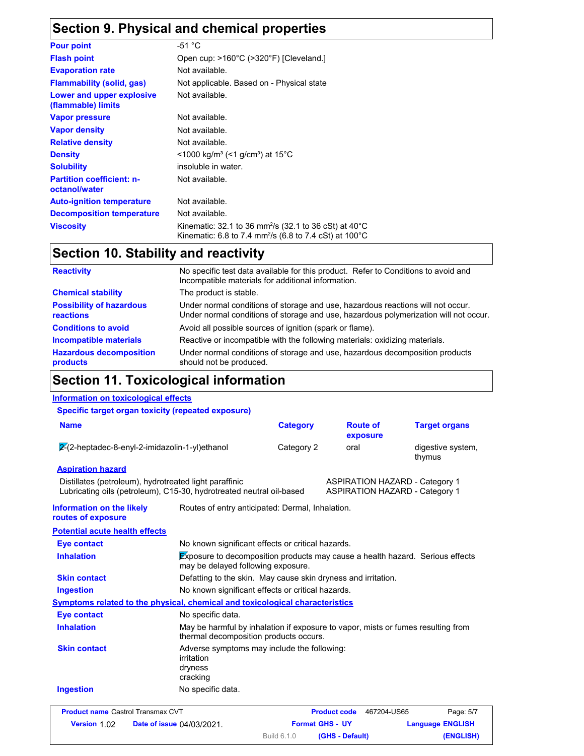## Section 9. Physical and chemical properties

| | |
|---|---|
| **Pour point** | -51 °C |
| **Flash point** | Open cup: >160°C (>320°F) [Cleveland.] |
| **Evaporation rate** | Not available. |
| **Flammability (solid, gas)** | Not applicable. Based on - Physical state |
| **Lower and upper explosive (flammable) limits** | Not available. |
| **Vapor pressure** | Not available. |
| **Vapor density** | Not available. |
| **Relative density** | Not available. |
| **Density** | <1000 kg/m³ (<1 g/cm³) at 15°C |
| **Solubility** | insoluble in water. |
| **Partition coefficient: n-octanol/water** | Not available. |
| **Auto-ignition temperature** | Not available. |
| **Decomposition temperature** | Not available. |
| **Viscosity** | Kinematic: 32.1 to 36 mm²/s (32.1 to 36 cSt) at 40°C<br>Kinematic: 6.8 to 7.4 mm²/s (6.8 to 7.4 cSt) at 100°C |

## Section 10. Stability and reactivity

| | |
|---|---|
| **Reactivity** | No specific test data available for this product. Refer to Conditions to avoid and Incompatible materials for additional information. |
| **Chemical stability** | The product is stable. |
| **Possibility of hazardous reactions** | Under normal conditions of storage and use, hazardous reactions will not occur.<br>Under normal conditions of storage and use, hazardous polymerization will not occur. |
| **Conditions to avoid** | Avoid all possible sources of ignition (spark or flame). |
| **Incompatible materials** | Reactive or incompatible with the following materials: oxidizing materials. |
| **Hazardous decomposition products** | Under normal conditions of storage and use, hazardous decomposition products should not be produced. |

## Section 11. Toxicological information

**Information on toxicological effects**

**Specific target organ toxicity (repeated exposure)**

| Name | Category | Route of exposure | Target organs |
|---|---|---|---|
| 2-(2-heptadec-8-enyl-2-imidazolin-1-yl)ethanol | Category 2 | oral | digestive system, thymus |

**Aspiration hazard**

| | |
|---|---|
| Distillates (petroleum), hydrotreated light paraffinic | ASPIRATION HAZARD - Category 1 |
| Lubricating oils (petroleum), C15-30, hydrotreated neutral oil-based | ASPIRATION HAZARD - Category 1 |

**Information on the likely routes of exposure**: Routes of entry anticipated: Dermal, Inhalation.

**Potential acute health effects**

| | |
|---|---|
| **Eye contact** | No known significant effects or critical hazards. |
| **Inhalation** | Exposure to decomposition products may cause a health hazard. Serious effects may be delayed following exposure. |
| **Skin contact** | Defatting to the skin. May cause skin dryness and irritation. |
| **Ingestion** | No known significant effects or critical hazards. |

**Symptoms related to the physical, chemical and toxicological characteristics**

| | |
|---|---|
| **Eye contact** | No specific data. |
| **Inhalation** | May be harmful by inhalation if exposure to vapor, mists or fumes resulting from thermal decomposition products occurs. |
| **Skin contact** | Adverse symptoms may include the following:<br>irritation<br>dryness<br>cracking |
| **Ingestion** | No specific data. |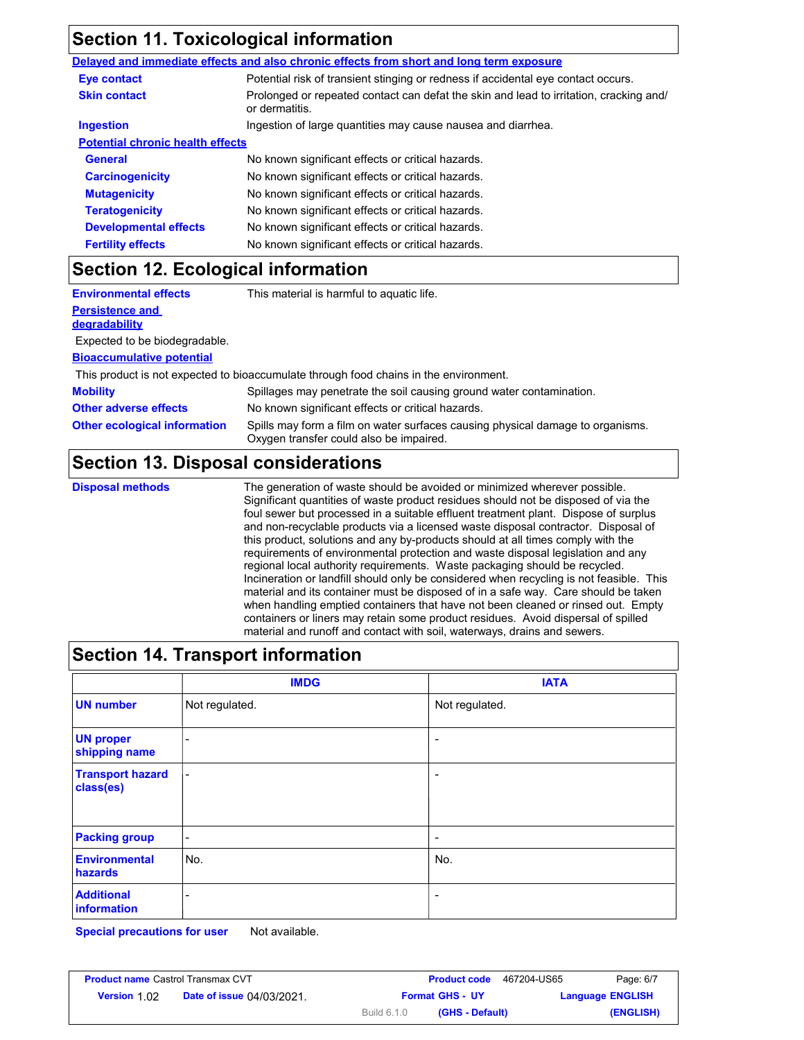## Section 11. Toxicological information

**Delayed and immediate effects and also chronic effects from short and long term exposure**

**Eye contact** Potential risk of transient stinging or redness if accidental eye contact occurs.

**Skin contact** Prolonged or repeated contact can defat the skin and lead to irritation, cracking and/ or dermatitis.

**Ingestion** Ingestion of large quantities may cause nausea and diarrhea.

**Potential chronic health effects**

**General** No known significant effects or critical hazards.

**Carcinogenicity** No known significant effects or critical hazards.

**Mutagenicity** No known significant effects or critical hazards.

**Teratogenicity** No known significant effects or critical hazards.

**Developmental effects** No known significant effects or critical hazards.

**Fertility effects** No known significant effects or critical hazards.

## Section 12. Ecological information

**Environmental effects** This material is harmful to aquatic life.

**Persistence and degradability**

Expected to be biodegradable.

**Bioaccumulative potential**

This product is not expected to bioaccumulate through food chains in the environment.

**Mobility** Spillages may penetrate the soil causing ground water contamination.

**Other adverse effects** No known significant effects or critical hazards.

**Other ecological information** Spills may form a film on water surfaces causing physical damage to organisms. Oxygen transfer could also be impaired.

## Section 13. Disposal considerations

**Disposal methods** The generation of waste should be avoided or minimized wherever possible. Significant quantities of waste product residues should not be disposed of via the foul sewer but processed in a suitable effluent treatment plant. Dispose of surplus and non-recyclable products via a licensed waste disposal contractor. Disposal of this product, solutions and any by-products should at all times comply with the requirements of environmental protection and waste disposal legislation and any regional local authority requirements. Waste packaging should be recycled. Incineration or landfill should only be considered when recycling is not feasible. This material and its container must be disposed of in a safe way. Care should be taken when handling emptied containers that have not been cleaned or rinsed out. Empty containers or liners may retain some product residues. Avoid dispersal of spilled material and runoff and contact with soil, waterways, drains and sewers.

## Section 14. Transport information

| | IMDG | IATA |
|---|---|---|
| **UN number** | Not regulated. | Not regulated. |
| **UN proper shipping name** | - | - |
| **Transport hazard class(es)** | - | - |
| **Packing group** | - | - |
| **Environmental hazards** | No. | No. |
| **Additional information** | - | - |

**Special precautions for user** Not available.

| **Product name** Castrol Transmax CVT | **Product code** 467204-US65 | Page: 6/7 |
|---|---|---|
| **Version** 1.02 **Date of issue** 04/03/2021. | **Format** GHS - UY | **Language** ENGLISH |
| | Build 6.1.0 (GHS - Default) | (ENGLISH) |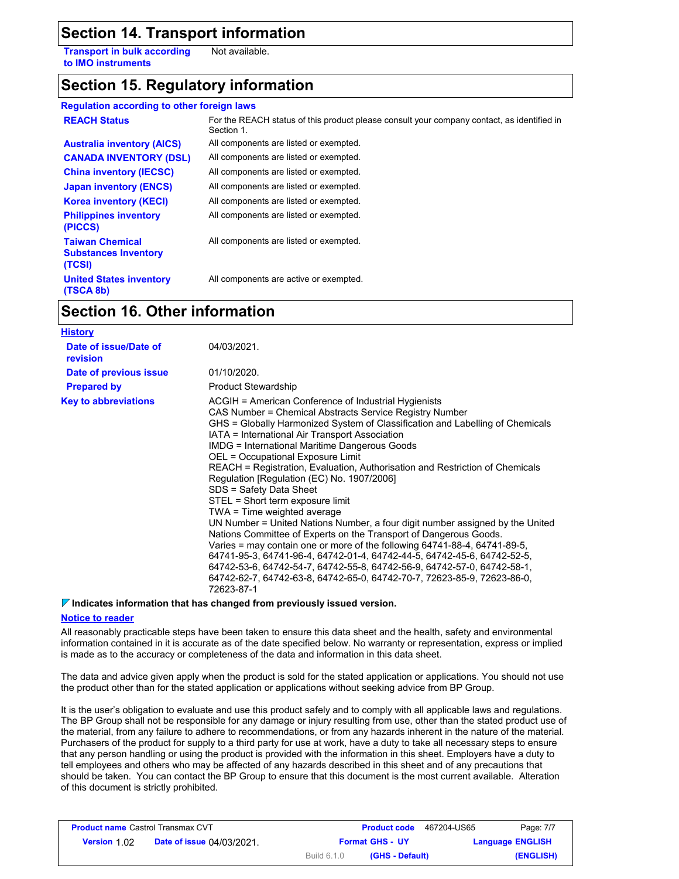## Section 14. Transport information

| | |
|---|---|
| **Transport in bulk according to IMO instruments** | Not available. |

## Section 15. Regulatory information

**Regulation according to other foreign laws**

| | |
|---|---|
| **REACH Status** | For the REACH status of this product please consult your company contact, as identified in Section 1. |
| **Australia inventory (AICS)** | All components are listed or exempted. |
| **CANADA INVENTORY (DSL)** | All components are listed or exempted. |
| **China inventory (IECSC)** | All components are listed or exempted. |
| **Japan inventory (ENCS)** | All components are listed or exempted. |
| **Korea inventory (KECI)** | All components are listed or exempted. |
| **Philippines inventory (PICCS)** | All components are listed or exempted. |
| **Taiwan Chemical Substances Inventory (TCSI)** | All components are listed or exempted. |
| **United States inventory (TSCA 8b)** | All components are active or exempted. |

## Section 16. Other information

**History**

| | |
|---|---|
| **Date of issue/Date of revision** | 04/03/2021. |
| **Date of previous issue** | 01/10/2020. |
| **Prepared by** | Product Stewardship |

**Key to abbreviations**

ACGIH = American Conference of Industrial Hygienists
CAS Number = Chemical Abstracts Service Registry Number
GHS = Globally Harmonized System of Classification and Labelling of Chemicals
IATA = International Air Transport Association
IMDG = International Maritime Dangerous Goods
OEL = Occupational Exposure Limit
REACH = Registration, Evaluation, Authorisation and Restriction of Chemicals Regulation [Regulation (EC) No. 1907/2006]
SDS = Safety Data Sheet
STEL = Short term exposure limit
TWA = Time weighted average
UN Number = United Nations Number, a four digit number assigned by the United Nations Committee of Experts on the Transport of Dangerous Goods.
Varies = may contain one or more of the following 64741-88-4, 64741-89-5, 64741-95-3, 64741-96-4, 64742-01-4, 64742-44-5, 64742-45-6, 64742-52-5, 64742-53-6, 64742-54-7, 64742-55-8, 64742-56-9, 64742-57-0, 64742-58-1, 64742-62-7, 64742-63-8, 64742-65-0, 64742-70-7, 72623-85-9, 72623-86-0, 72623-87-1

**Indicates information that has changed from previously issued version.**

**Notice to reader**

All reasonably practicable steps have been taken to ensure this data sheet and the health, safety and environmental information contained in it is accurate as of the date specified below. No warranty or representation, express or implied is made as to the accuracy or completeness of the data and information in this data sheet.

The data and advice given apply when the product is sold for the stated application or applications. You should not use the product other than for the stated application or applications without seeking advice from BP Group.

It is the user's obligation to evaluate and use this product safely and to comply with all applicable laws and regulations. The BP Group shall not be responsible for any damage or injury resulting from use, other than the stated product use of the material, from any failure to adhere to recommendations, or from any hazards inherent in the nature of the material. Purchasers of the product for supply to a third party for use at work, have a duty to take all necessary steps to ensure that any person handling or using the product is provided with the information in this sheet. Employers have a duty to tell employees and others who may be affected of any hazards described in this sheet and of any precautions that should be taken. You can contact the BP Group to ensure that this document is the most current available. Alteration of this document is strictly prohibited.